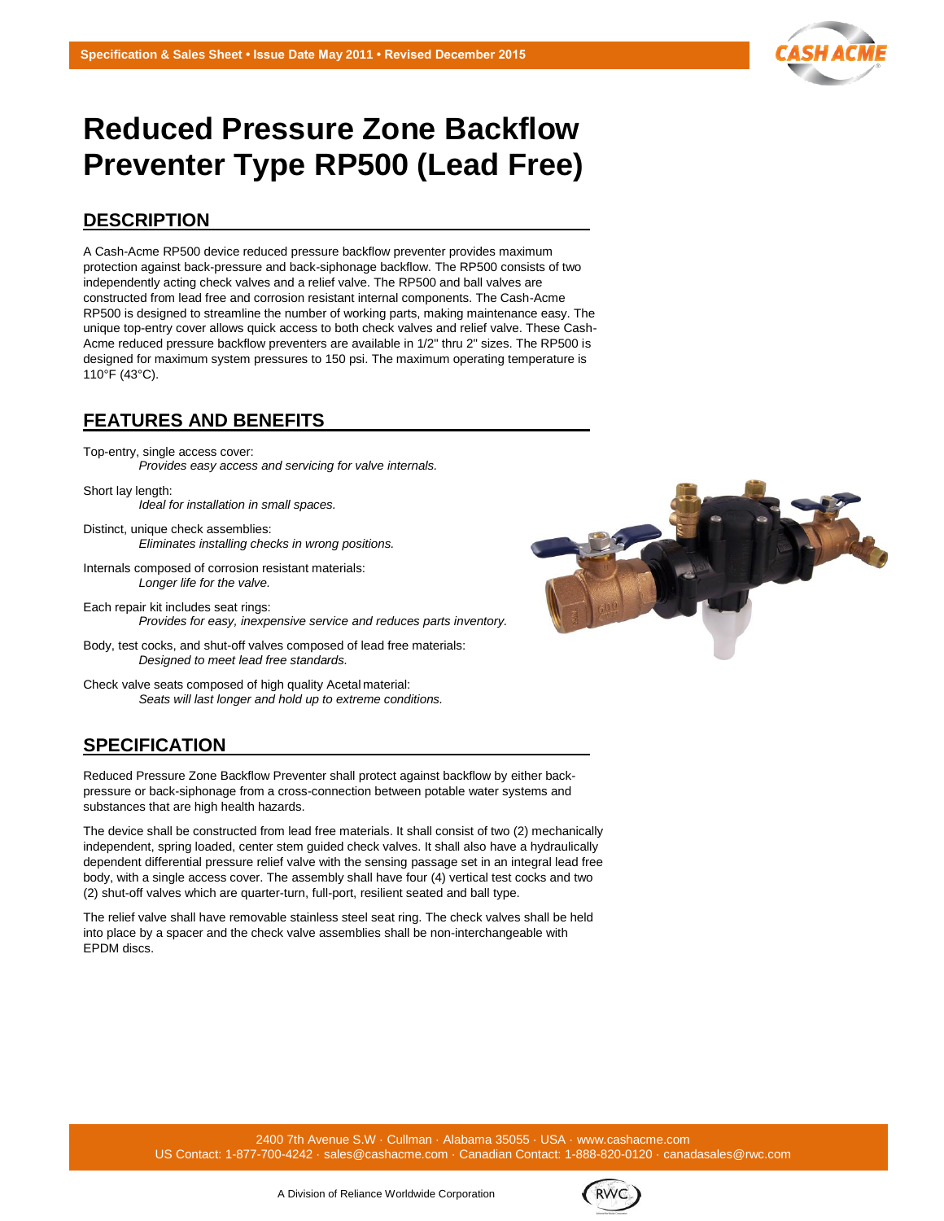Specification & Sales Sheet • Issue Date May 2011 • Revised December 2015

# Reduced Pressure Zone Backflow Preventer Type RP500 (Lead Free)

## DESCRIPTION

A Cash-Acme RP500 device reduced pressure backflow preventer provides maximum protection against back-pressure and back-siphonage backflow. The RP500 consists of two independently acting check valves and a relief valve. The RP500 and ball valves are constructed from lead free and corrosion resistant internal components. The Cash-Acme RP500 is designed to streamline the number of working parts, making maintenance easy. The unique top-entry cover allows quick access to both check valves and relief valve. These Cash-Acme reduced pressure backflow preventers are available in 1/2" thru 2" sizes. The RP500 is designed for maximum system pressures to 150 psi. The maximum operating temperature is 110°F (43°C).

## FEATURES AND BENEFITS

Top-entry, single access cover:
*Provides easy access and servicing for valve internals.*

Short lay length:
*Ideal for installation in small spaces.*

Distinct, unique check assemblies:
*Eliminates installing checks in wrong positions.*

Internals composed of corrosion resistant materials:
*Longer life for the valve.*

Each repair kit includes seat rings:
*Provides for easy, inexpensive service and reduces parts inventory.*

Body, test cocks, and shut-off valves composed of lead free materials:
*Designed to meet lead free standards.*

Check valve seats composed of high quality Acetal material:
*Seats will last longer and hold up to extreme conditions.*

## SPECIFICATION

Reduced Pressure Zone Backflow Preventer shall protect against backflow by either back-pressure or back-siphonage from a cross-connection between potable water systems and substances that are high health hazards.

The device shall be constructed from lead free materials. It shall consist of two (2) mechanically independent, spring loaded, center stem guided check valves. It shall also have a hydraulically dependent differential pressure relief valve with the sensing passage set in an integral lead free body, with a single access cover. The assembly shall have four (4) vertical test cocks and two (2) shut-off valves which are quarter-turn, full-port, resilient seated and ball type.

The relief valve shall have removable stainless steel seat ring. The check valves shall be held into place by a spacer and the check valve assemblies shall be non-interchangeable with EPDM discs.

2400 7th Avenue S.W · Cullman · Alabama 35055 · USA · www.cashacme.com
US Contact: 1-877-700-4242 · sales@cashacme.com · Canadian Contact: 1-888-820-0120 · canadasales@rwc.com

A Division of Reliance Worldwide Corporation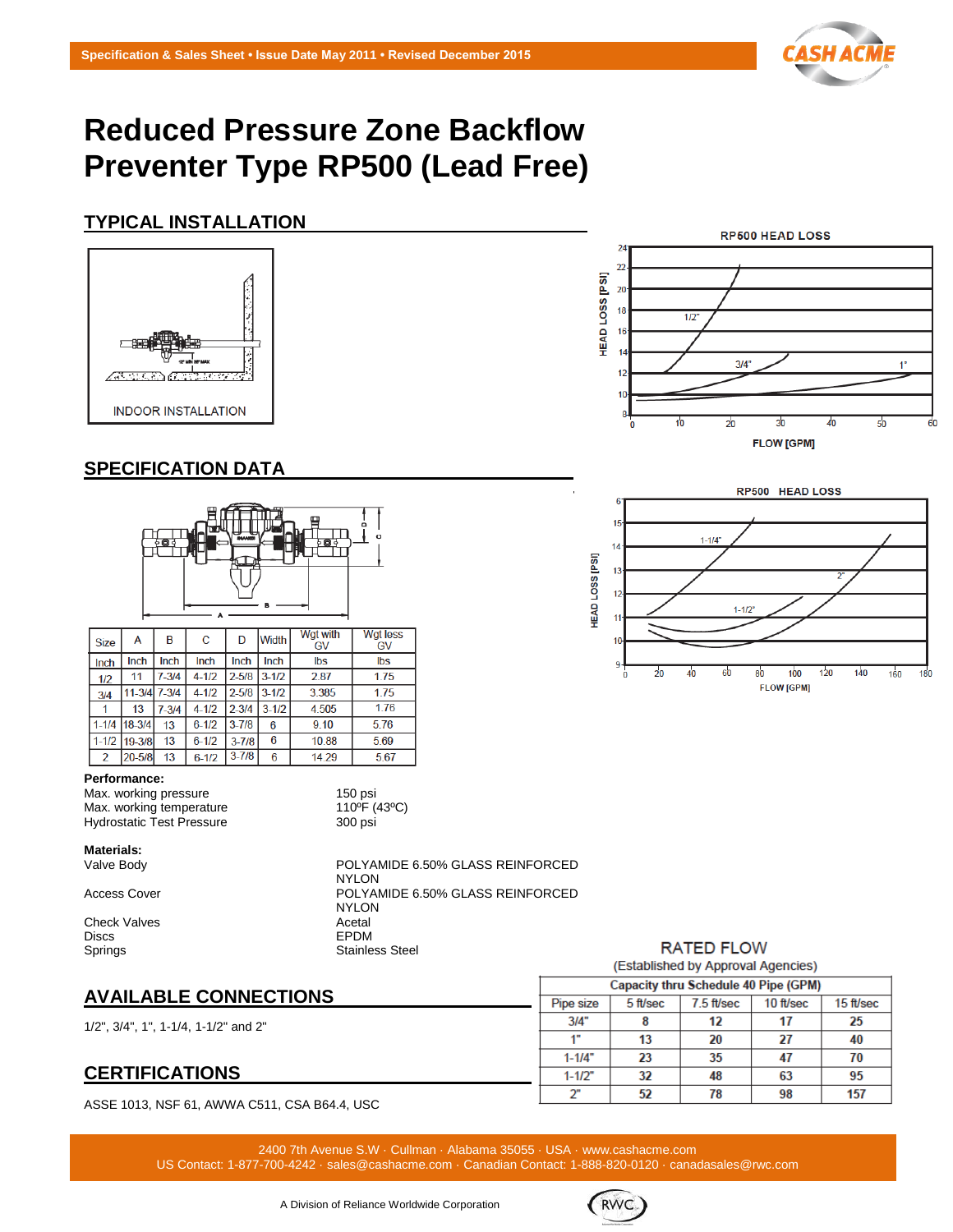# Reduced Pressure Zone Backflow Preventer Type RP500 (Lead Free)

## TYPICAL INSTALLATION

12" MIN 30" MAX

INDOOR INSTALLATION

RP500 HEAD LOSS

HEAD LOSS [PSI]

FLOW [GPM]

1/2"

3/4"

1"

RP500 HEAD LOSS

HEAD LOSS [PSI]

FLOW [GPM]

1-1/4"

1-1/2"

2"

## SPECIFICATION DATA

| Size | A | B | C | D | Width | Wgt with GV | Wgt less GV |
|---|---|---|---|---|---|---|---|
| Inch | Inch | Inch | Inch | Inch | Inch | lbs | lbs |
| 1/2 | 11 | 7-3/4 | 4-1/2 | 2-5/8 | 3-1/2 | 2.87 | 1.75 |
| 3/4 | 11-3/4 | 7-3/4 | 4-1/2 | 2-5/8 | 3-1/2 | 3.385 | 1.75 |
| 1 | 13 | 7-3/4 | 4-1/2 | 2-3/4 | 3-1/2 | 4.505 | 1.76 |
| 1-1/4 | 18-3/4 | 13 | 6-1/2 | 3-7/8 | 6 | 9.10 | 5.76 |
| 1-1/2 | 19-3/8 | 13 | 6-1/2 | 3-7/8 | 6 | 10.88 | 5.69 |
| 2 | 20-5/8 | 13 | 6-1/2 | 3-7/8 | 6 | 14.29 | 5.67 |

**Performance:**

| | |
|---|---|
| Max. working pressure | 150 psi |
| Max. working temperature | 110ºF (43ºC) |
| Hydrostatic Test Pressure | 300 psi |

**Materials:**

| | |
|---|---|
| Valve Body | POLYAMIDE 6.50% GLASS REINFORCED NYLON |
| Access Cover | POLYAMIDE 6.50% GLASS REINFORCED NYLON |
| Check Valves | Acetal |
| Discs | EPDM |
| Springs | Stainless Steel |

## AVAILABLE CONNECTIONS

1/2", 3/4", 1", 1-1/4, 1-1/2" and 2"

## CERTIFICATIONS

ASSE 1013, NSF 61, AWWA C511, CSA B64.4, USC

### RATED FLOW
(Established by Approval Agencies)

| Capacity thru Schedule 40 Pipe (GPM) | | | | |
|---|---|---|---|---|
| Pipe size | 5 ft/sec | 7.5 ft/sec | 10 ft/sec | 15 ft/sec |
| 3/4" | 8 | 12 | 17 | 25 |
| 1" | 13 | 20 | 27 | 40 |
| 1-1/4" | 23 | 35 | 47 | 70 |
| 1-1/2" | 32 | 48 | 63 | 95 |
| 2" | 52 | 78 | 98 | 157 |

2400 7th Avenue S.W · Cullman · Alabama 35055 · USA · www.cashacme.com
US Contact: 1-877-700-4242 · sales@cashacme.com · Canadian Contact: 1-888-820-0120 · canadasales@rwc.com

A Division of Reliance Worldwide Corporation